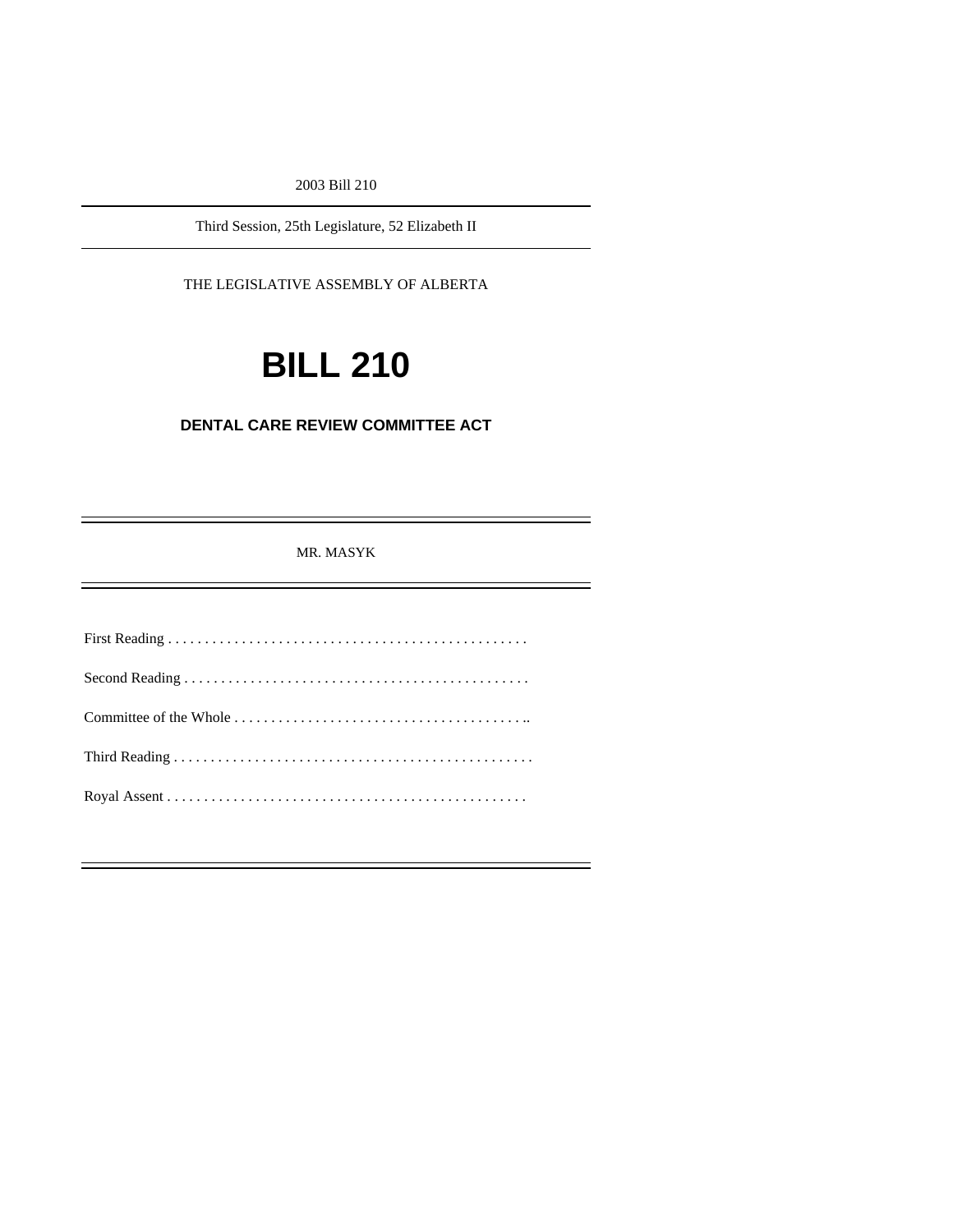2003 Bill 210

Third Session, 25th Legislature, 52 Elizabeth II

THE LEGISLATIVE ASSEMBLY OF ALBERTA

# BILL 210

## DENTAL CARE REVIEW COMMITTEE ACT

MR. MASYK

First Reading . . . . . . . . . . . . . . . . . . . . . . . . . . . . . . . . . . . . . . . . . . . . . . . .

Second Reading . . . . . . . . . . . . . . . . . . . . . . . . . . . . . . . . . . . . . . . . . . . . . .

Committee of the Whole . . . . . . . . . . . . . . . . . . . . . . . . . . . . . . . . . . . . . . . ..

Third Reading . . . . . . . . . . . . . . . . . . . . . . . . . . . . . . . . . . . . . . . . . . . . . . . . .

Royal Assent . . . . . . . . . . . . . . . . . . . . . . . . . . . . . . . . . . . . . . . . . . . . . . . .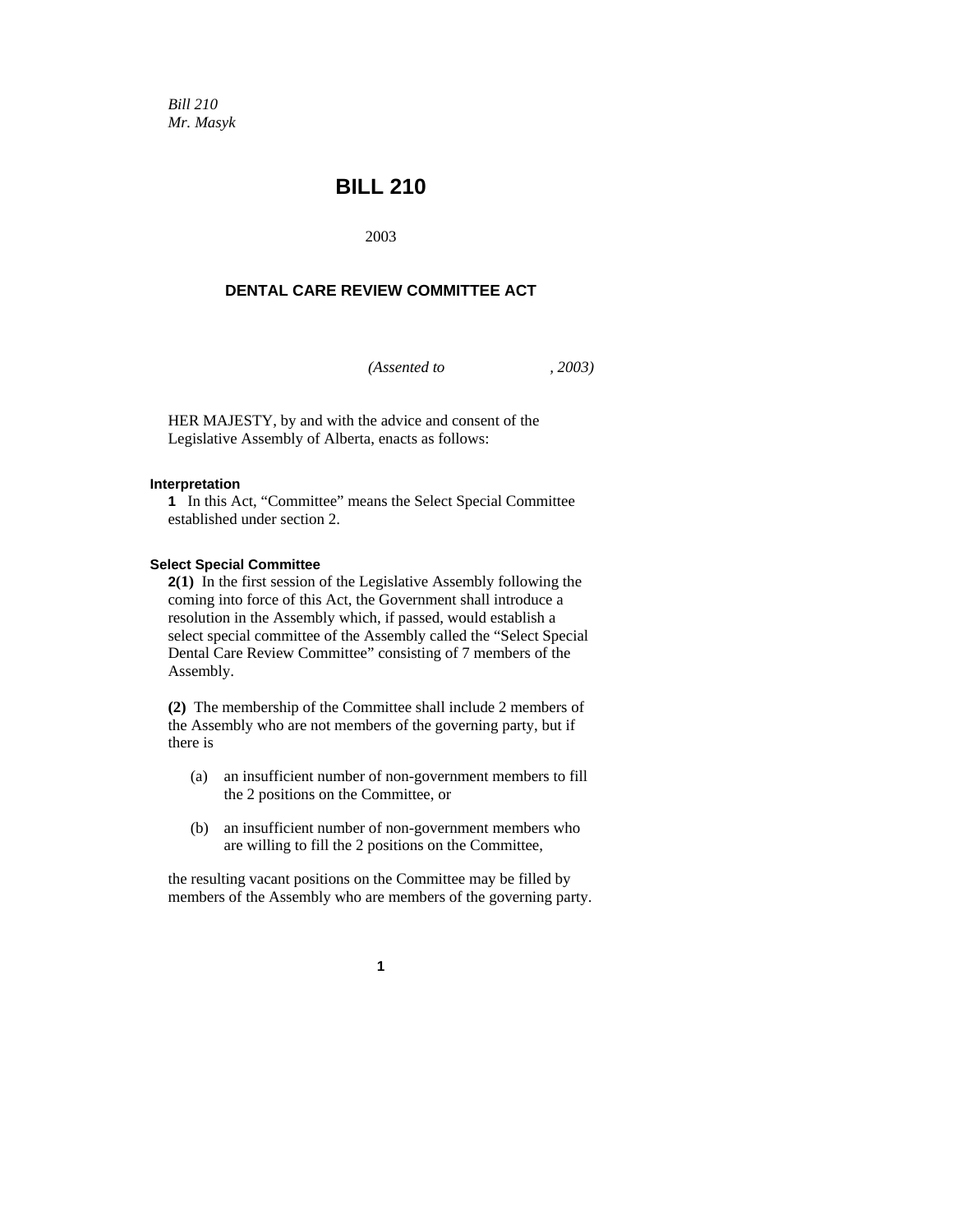*Bill 210*
*Mr. Masyk*

# BILL 210

2003

## DENTAL CARE REVIEW COMMITTEE ACT

*(Assented to , 2003)*

HER MAJESTY, by and with the advice and consent of the Legislative Assembly of Alberta, enacts as follows:

### Interpretation

**1** In this Act, "Committee" means the Select Special Committee established under section 2.

### Select Special Committee

**2(1)** In the first session of the Legislative Assembly following the coming into force of this Act, the Government shall introduce a resolution in the Assembly which, if passed, would establish a select special committee of the Assembly called the "Select Special Dental Care Review Committee" consisting of 7 members of the Assembly.

**(2)** The membership of the Committee shall include 2 members of the Assembly who are not members of the governing party, but if there is

(a) an insufficient number of non-government members to fill the 2 positions on the Committee, or

(b) an insufficient number of non-government members who are willing to fill the 2 positions on the Committee,

the resulting vacant positions on the Committee may be filled by members of the Assembly who are members of the governing party.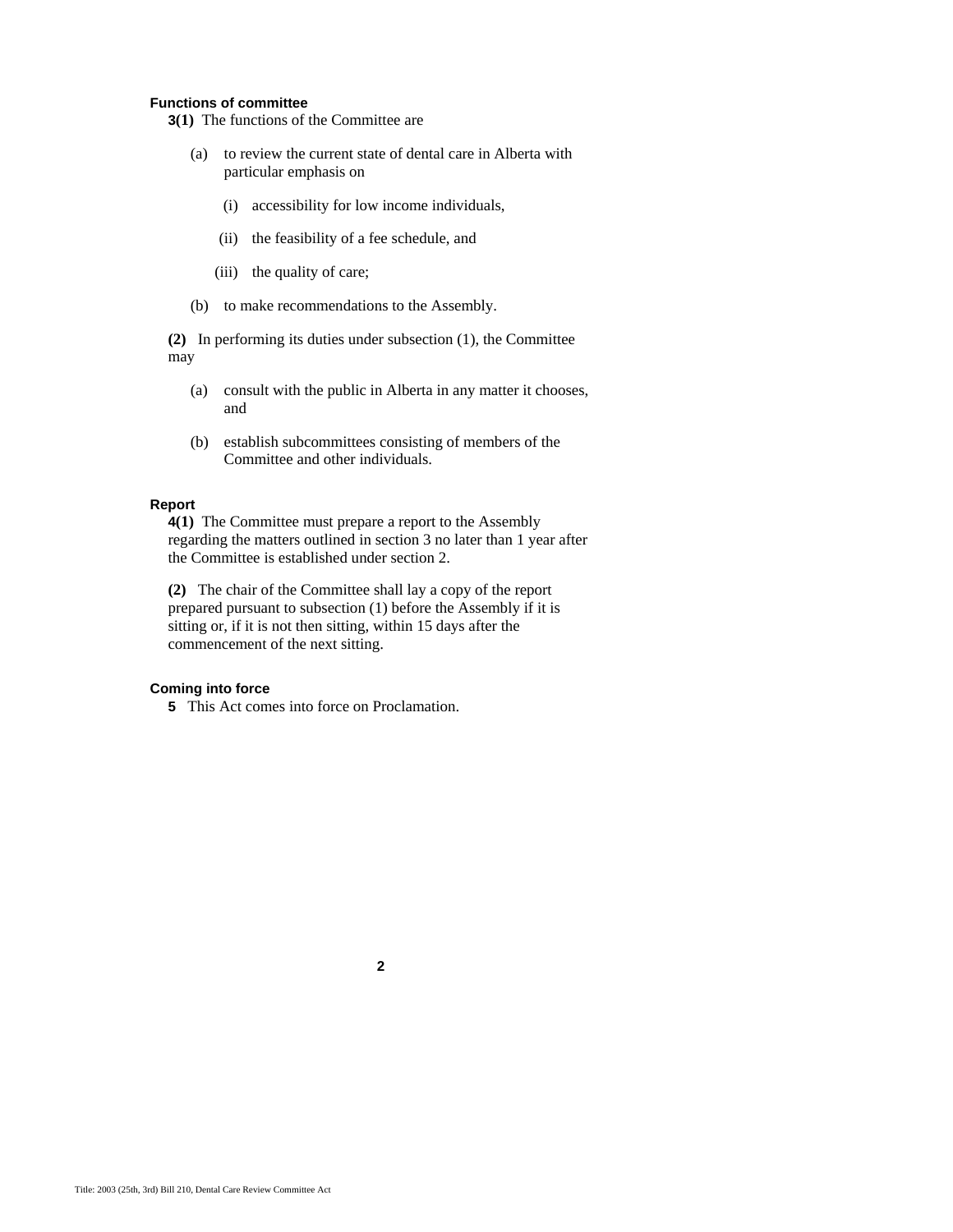**Functions of committee**

**3(1)** The functions of the Committee are

(a) to review the current state of dental care in Alberta with particular emphasis on

(i) accessibility for low income individuals,

(ii) the feasibility of a fee schedule, and

(iii) the quality of care;

(b) to make recommendations to the Assembly.

**(2)** In performing its duties under subsection (1), the Committee may

(a) consult with the public in Alberta in any matter it chooses, and

(b) establish subcommittees consisting of members of the Committee and other individuals.

**Report**

**4(1)** The Committee must prepare a report to the Assembly regarding the matters outlined in section 3 no later than 1 year after the Committee is established under section 2.

**(2)** The chair of the Committee shall lay a copy of the report prepared pursuant to subsection (1) before the Assembly if it is sitting or, if it is not then sitting, within 15 days after the commencement of the next sitting.

**Coming into force**

**5** This Act comes into force on Proclamation.